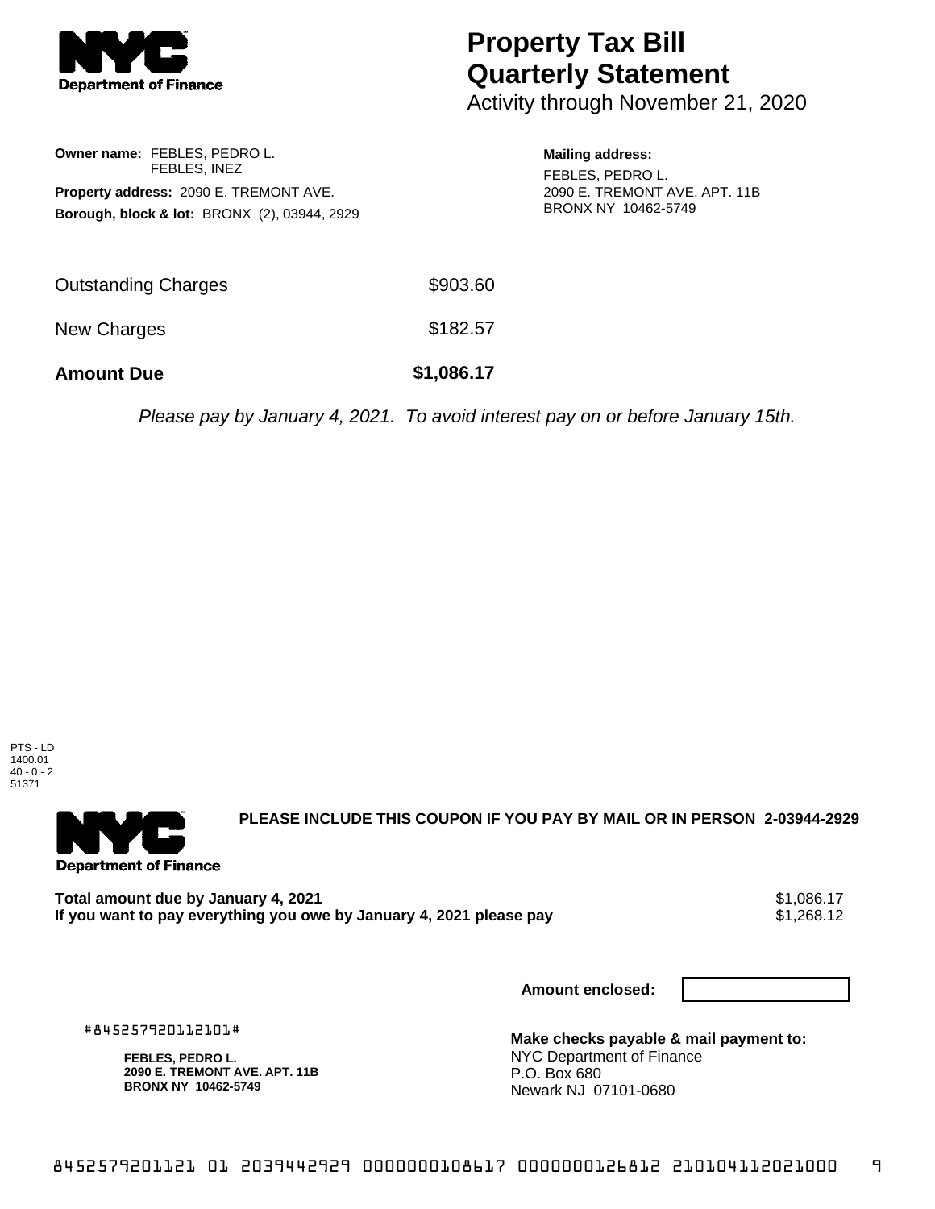**NYC Department of Finance**

# Property Tax Bill Quarterly Statement

Activity through November 21, 2020

**Owner name:** FEBLES, PEDRO L.
FEBLES, INEZ

**Property address:** 2090 E. TREMONT AVE.

**Borough, block & lot:** BRONX (2), 03944, 2929

**Mailing address:**
FEBLES, PEDRO L.
2090 E. TREMONT AVE. APT. 11B
BRONX NY 10462-5749

| | |
|---|---|
| Outstanding Charges | $903.60 |
| New Charges | $182.57 |
| **Amount Due** | **$1,086.17** |

*Please pay by January 4, 2021. To avoid interest pay on or before January 15th.*

PTS - LD
1400.01
40 - 0 - 2
51371

---

**NYC Department of Finance**

**PLEASE INCLUDE THIS COUPON IF YOU PAY BY MAIL OR IN PERSON 2-03944-2929**

| | |
|---|---|
| **Total amount due by January 4, 2021** | $1,086.17 |
| **If you want to pay everything you owe by January 4, 2021 please pay** | $1,268.12 |

**Amount enclosed:**

#845257920112101#

**FEBLES, PEDRO L.**
**2090 E. TREMONT AVE. APT. 11B**
**BRONX NY 10462-5749**

**Make checks payable & mail payment to:**
NYC Department of Finance
P.O. Box 680
Newark NJ 07101-0680

8452579201121 01 2039442929 0000000108617 0000000126812 210104112021000 9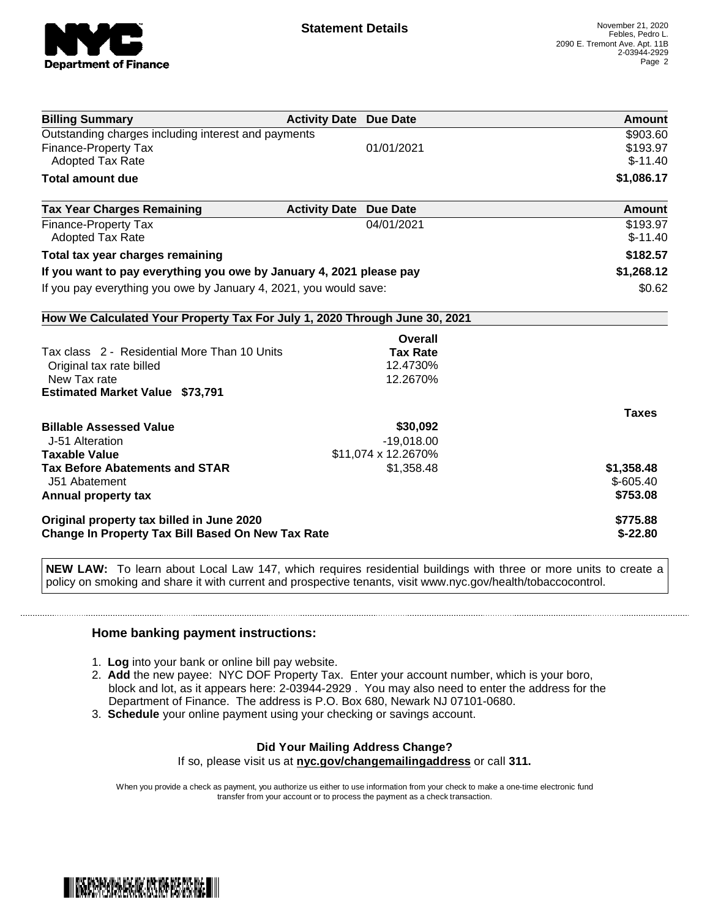# Statement Details

November 21, 2020
Febles, Pedro L.
2090 E. Tremont Ave. Apt. 11B
2-03944-2929

| Billing Summary | Activity Date | Due Date | Amount |
|---|---|---|---|
| Outstanding charges including interest and payments | | | $903.60 |
| Finance-Property Tax | | 01/01/2021 | $193.97 |
| Adopted Tax Rate | | | $-11.40 |
| **Total amount due** | | | **$1,086.17** |

| Tax Year Charges Remaining | Activity Date | Due Date | Amount |
|---|---|---|---|
| Finance-Property Tax | | 04/01/2021 | $193.97 |
| Adopted Tax Rate | | | $-11.40 |
| **Total tax year charges remaining** | | | **$182.57** |
| **If you want to pay everything you owe by January 4, 2021 please pay** | | | **$1,268.12** |
| If you pay everything you owe by January 4, 2021, you would save: | | | $0.62 |

**How We Calculated Your Property Tax For July 1, 2020 Through June 30, 2021**

| | Overall Tax Rate | Taxes |
|---|---|---|
| Tax class 2 - Residential More Than 10 Units | | |
| Original tax rate billed | 12.4730% | |
| New Tax rate | 12.2670% | |
| **Estimated Market Value $73,791** | | |
| **Billable Assessed Value** | **$30,092** | |
| J-51 Alteration | -19,018.00 | |
| **Taxable Value** | $11,074 x 12.2670% | |
| **Tax Before Abatements and STAR** | $1,358.48 | **$1,358.48** |
| J51 Abatement | | $-605.40 |
| **Annual property tax** | | **$753.08** |
| **Original property tax billed in June 2020** | | **$775.88** |
| **Change In Property Tax Bill Based On New Tax Rate** | | **$-22.80** |

**NEW LAW:** To learn about Local Law 147, which requires residential buildings with three or more units to create a policy on smoking and share it with current and prospective tenants, visit www.nyc.gov/health/tobaccocontrol.

### Home banking payment instructions:

1. **Log** into your bank or online bill pay website.
2. **Add** the new payee: NYC DOF Property Tax. Enter your account number, which is your boro, block and lot, as it appears here: 2-03944-2929 . You may also need to enter the address for the Department of Finance. The address is P.O. Box 680, Newark NJ 07101-0680.
3. **Schedule** your online payment using your checking or savings account.

**Did Your Mailing Address Change?**
If so, please visit us at **nyc.gov/changemailingaddress** or call **311.**

When you provide a check as payment, you authorize us either to use information from your check to make a one-time electronic fund transfer from your account or to process the payment as a check transaction.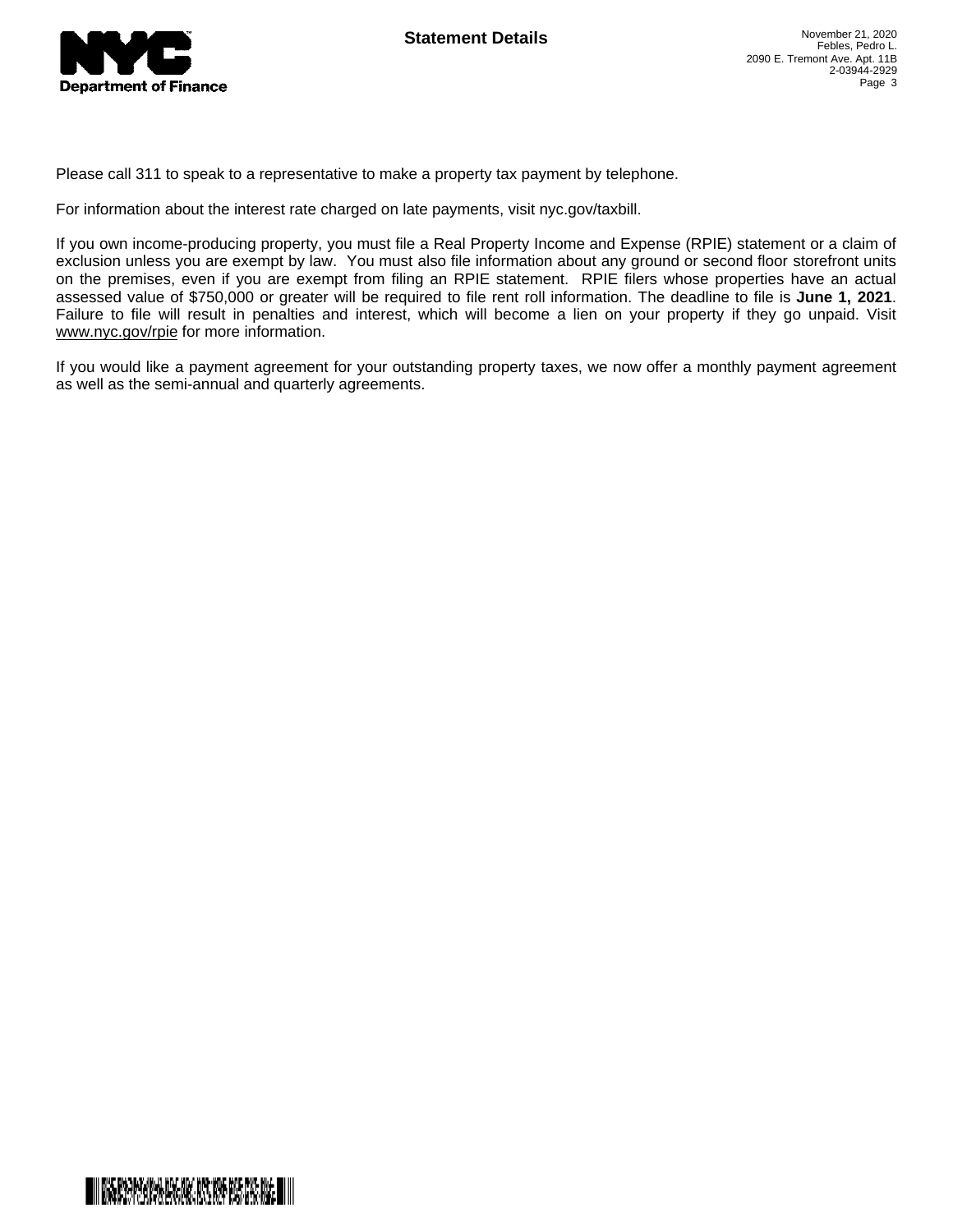Please call 311 to speak to a representative to make a property tax payment by telephone.

For information about the interest rate charged on late payments, visit nyc.gov/taxbill.

If you own income-producing property, you must file a Real Property Income and Expense (RPIE) statement or a claim of exclusion unless you are exempt by law. You must also file information about any ground or second floor storefront units on the premises, even if you are exempt from filing an RPIE statement. RPIE filers whose properties have an actual assessed value of $750,000 or greater will be required to file rent roll information. The deadline to file is **June 1, 2021**. Failure to file will result in penalties and interest, which will become a lien on your property if they go unpaid. Visit www.nyc.gov/rpie for more information.

If you would like a payment agreement for your outstanding property taxes, we now offer a monthly payment agreement as well as the semi-annual and quarterly agreements.